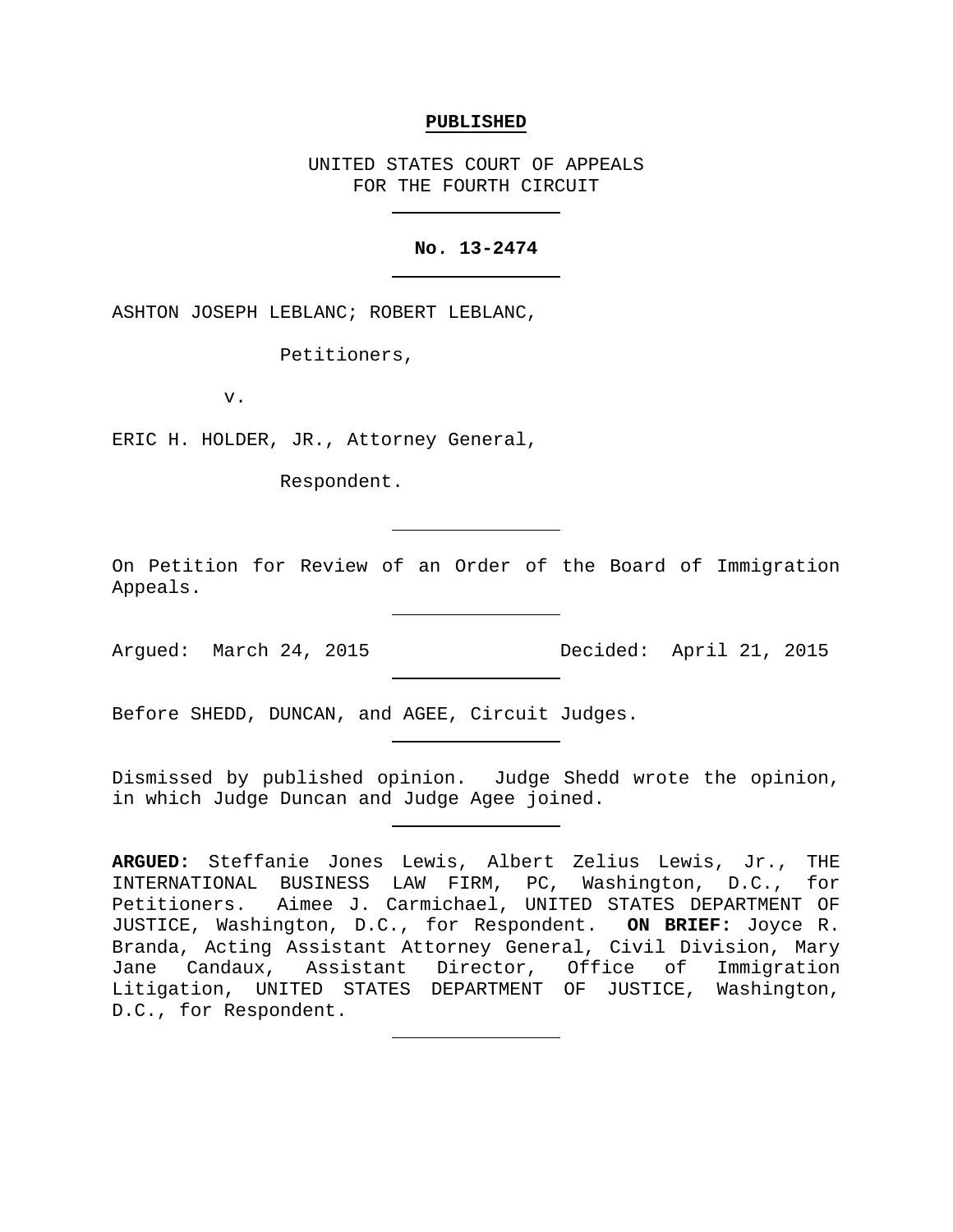**PUBLISHED**

UNITED STATES COURT OF APPEALS
FOR THE FOURTH CIRCUIT

---

**No. 13-2474**

---

ASHTON JOSEPH LEBLANC; ROBERT LEBLANC,

Petitioners,

v.

ERIC H. HOLDER, JR., Attorney General,

Respondent.

---

On Petition for Review of an Order of the Board of Immigration Appeals.

---

Argued: March 24, 2015 Decided: April 21, 2015

---

Before SHEDD, DUNCAN, and AGEE, Circuit Judges.

---

Dismissed by published opinion. Judge Shedd wrote the opinion, in which Judge Duncan and Judge Agee joined.

---

**ARGUED:** Steffanie Jones Lewis, Albert Zelius Lewis, Jr., THE INTERNATIONAL BUSINESS LAW FIRM, PC, Washington, D.C., for Petitioners. Aimee J. Carmichael, UNITED STATES DEPARTMENT OF JUSTICE, Washington, D.C., for Respondent. **ON BRIEF:** Joyce R. Branda, Acting Assistant Attorney General, Civil Division, Mary Jane Candaux, Assistant Director, Office of Immigration Litigation, UNITED STATES DEPARTMENT OF JUSTICE, Washington, D.C., for Respondent.

---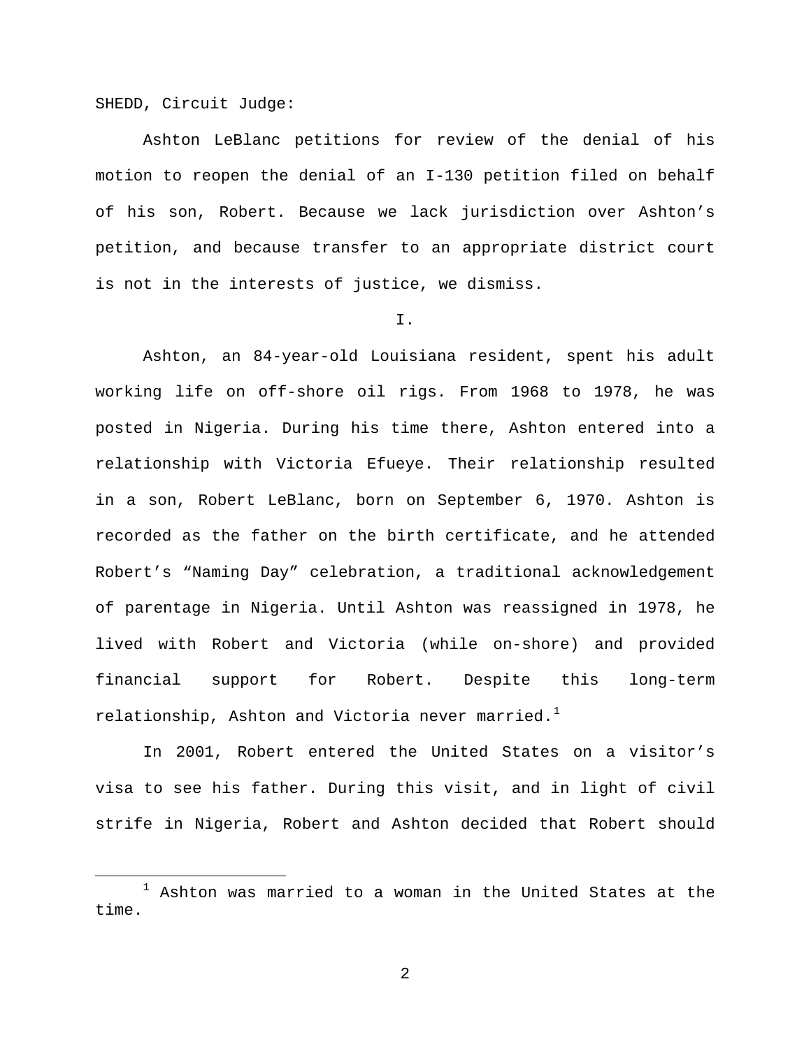SHEDD, Circuit Judge:

Ashton LeBlanc petitions for review of the denial of his motion to reopen the denial of an I-130 petition filed on behalf of his son, Robert. Because we lack jurisdiction over Ashton's petition, and because transfer to an appropriate district court is not in the interests of justice, we dismiss.

I.

Ashton, an 84-year-old Louisiana resident, spent his adult working life on off-shore oil rigs. From 1968 to 1978, he was posted in Nigeria. During his time there, Ashton entered into a relationship with Victoria Efueye. Their relationship resulted in a son, Robert LeBlanc, born on September 6, 1970. Ashton is recorded as the father on the birth certificate, and he attended Robert's "Naming Day" celebration, a traditional acknowledgement of parentage in Nigeria. Until Ashton was reassigned in 1978, he lived with Robert and Victoria (while on-shore) and provided financial support for Robert. Despite this long-term relationship, Ashton and Victoria never married.[1]

In 2001, Robert entered the United States on a visitor's visa to see his father. During this visit, and in light of civil strife in Nigeria, Robert and Ashton decided that Robert should

[1] Ashton was married to a woman in the United States at the time.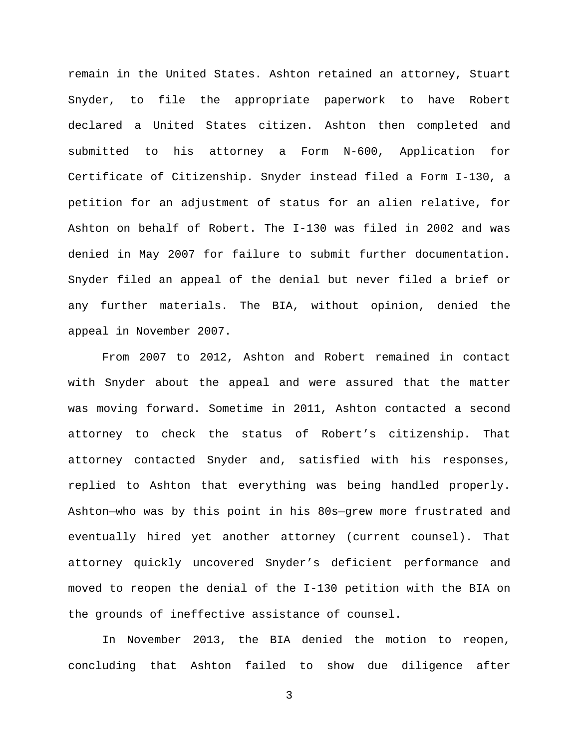remain in the United States. Ashton retained an attorney, Stuart Snyder, to file the appropriate paperwork to have Robert declared a United States citizen. Ashton then completed and submitted to his attorney a Form N-600, Application for Certificate of Citizenship. Snyder instead filed a Form I-130, a petition for an adjustment of status for an alien relative, for Ashton on behalf of Robert. The I-130 was filed in 2002 and was denied in May 2007 for failure to submit further documentation. Snyder filed an appeal of the denial but never filed a brief or any further materials. The BIA, without opinion, denied the appeal in November 2007.

From 2007 to 2012, Ashton and Robert remained in contact with Snyder about the appeal and were assured that the matter was moving forward. Sometime in 2011, Ashton contacted a second attorney to check the status of Robert's citizenship. That attorney contacted Snyder and, satisfied with his responses, replied to Ashton that everything was being handled properly. Ashton—who was by this point in his 80s—grew more frustrated and eventually hired yet another attorney (current counsel). That attorney quickly uncovered Snyder's deficient performance and moved to reopen the denial of the I-130 petition with the BIA on the grounds of ineffective assistance of counsel.

In November 2013, the BIA denied the motion to reopen, concluding that Ashton failed to show due diligence after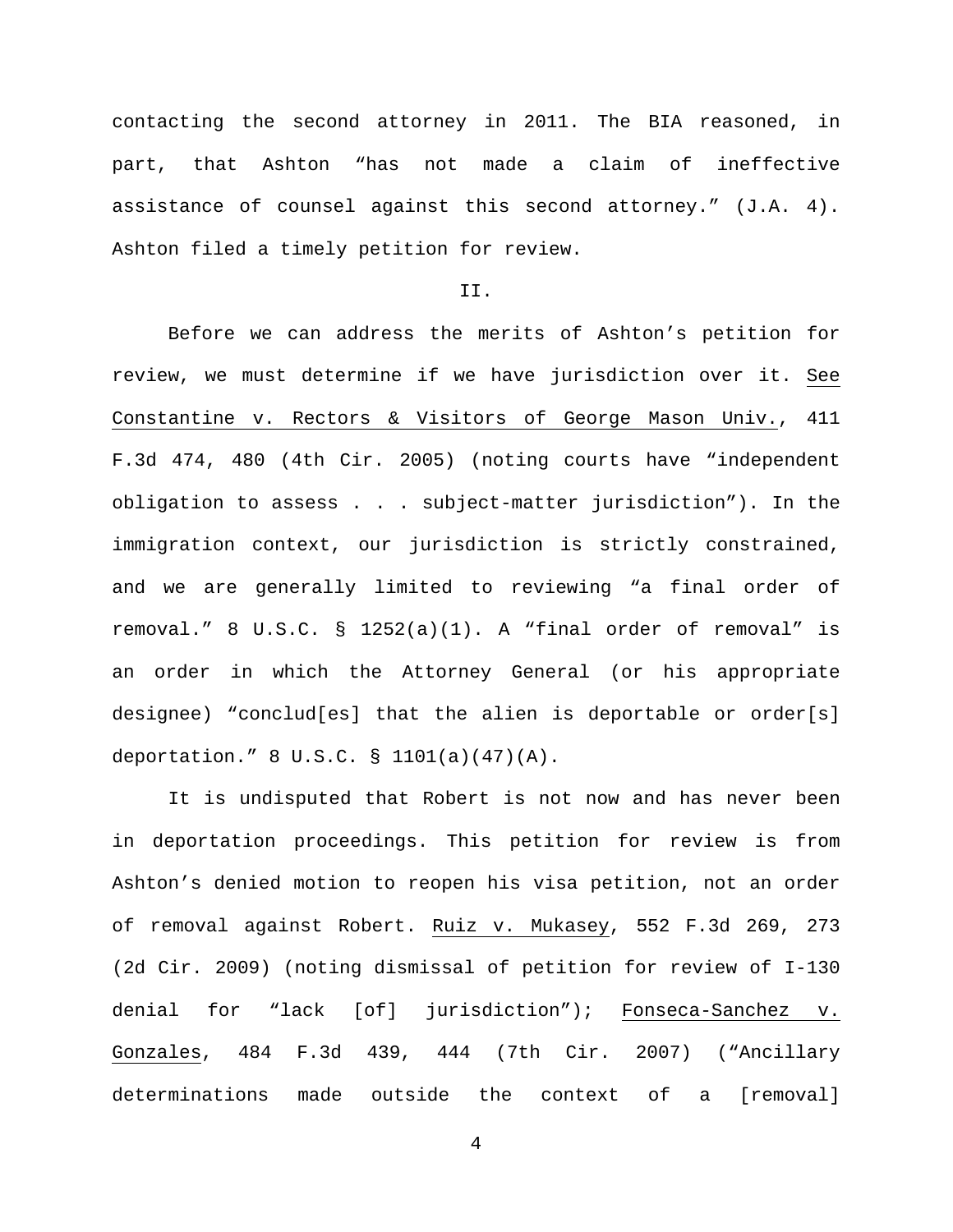contacting the second attorney in 2011. The BIA reasoned, in part, that Ashton "has not made a claim of ineffective assistance of counsel against this second attorney." (J.A. 4). Ashton filed a timely petition for review.

## II.

Before we can address the merits of Ashton's petition for review, we must determine if we have jurisdiction over it. See Constantine v. Rectors & Visitors of George Mason Univ., 411 F.3d 474, 480 (4th Cir. 2005) (noting courts have "independent obligation to assess . . . subject-matter jurisdiction"). In the immigration context, our jurisdiction is strictly constrained, and we are generally limited to reviewing "a final order of removal." 8 U.S.C. § 1252(a)(1). A "final order of removal" is an order in which the Attorney General (or his appropriate designee) "conclud[es] that the alien is deportable or order[s] deportation." 8 U.S.C. § 1101(a)(47)(A).

It is undisputed that Robert is not now and has never been in deportation proceedings. This petition for review is from Ashton's denied motion to reopen his visa petition, not an order of removal against Robert. Ruiz v. Mukasey, 552 F.3d 269, 273 (2d Cir. 2009) (noting dismissal of petition for review of I-130 denial for "lack [of] jurisdiction"); Fonseca-Sanchez v. Gonzales, 484 F.3d 439, 444 (7th Cir. 2007) ("Ancillary determinations made outside the context of a [removal]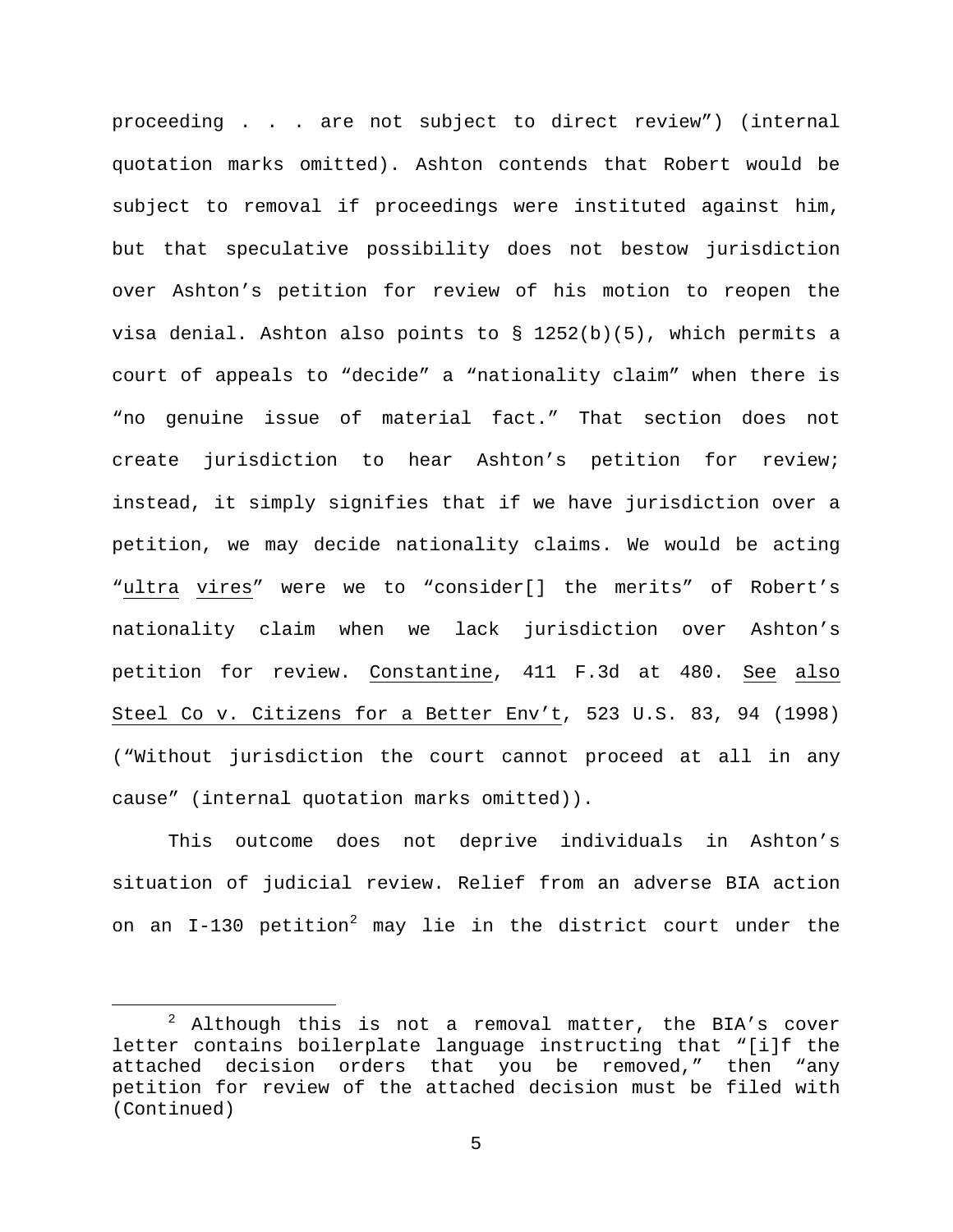proceeding . . . are not subject to direct review") (internal quotation marks omitted). Ashton contends that Robert would be subject to removal if proceedings were instituted against him, but that speculative possibility does not bestow jurisdiction over Ashton's petition for review of his motion to reopen the visa denial. Ashton also points to § 1252(b)(5), which permits a court of appeals to "decide" a "nationality claim" when there is "no genuine issue of material fact." That section does not create jurisdiction to hear Ashton's petition for review; instead, it simply signifies that if we have jurisdiction over a petition, we may decide nationality claims. We would be acting "ultra vires" were we to "consider[] the merits" of Robert's nationality claim when we lack jurisdiction over Ashton's petition for review. Constantine, 411 F.3d at 480. See also Steel Co v. Citizens for a Better Env't, 523 U.S. 83, 94 (1998) ("Without jurisdiction the court cannot proceed at all in any cause" (internal quotation marks omitted)).

This outcome does not deprive individuals in Ashton's situation of judicial review. Relief from an adverse BIA action on an I-130 petition[2] may lie in the district court under the

---

[2] Although this is not a removal matter, the BIA's cover letter contains boilerplate language instructing that "[i]f the attached decision orders that you be removed," then "any petition for review of the attached decision must be filed with (Continued)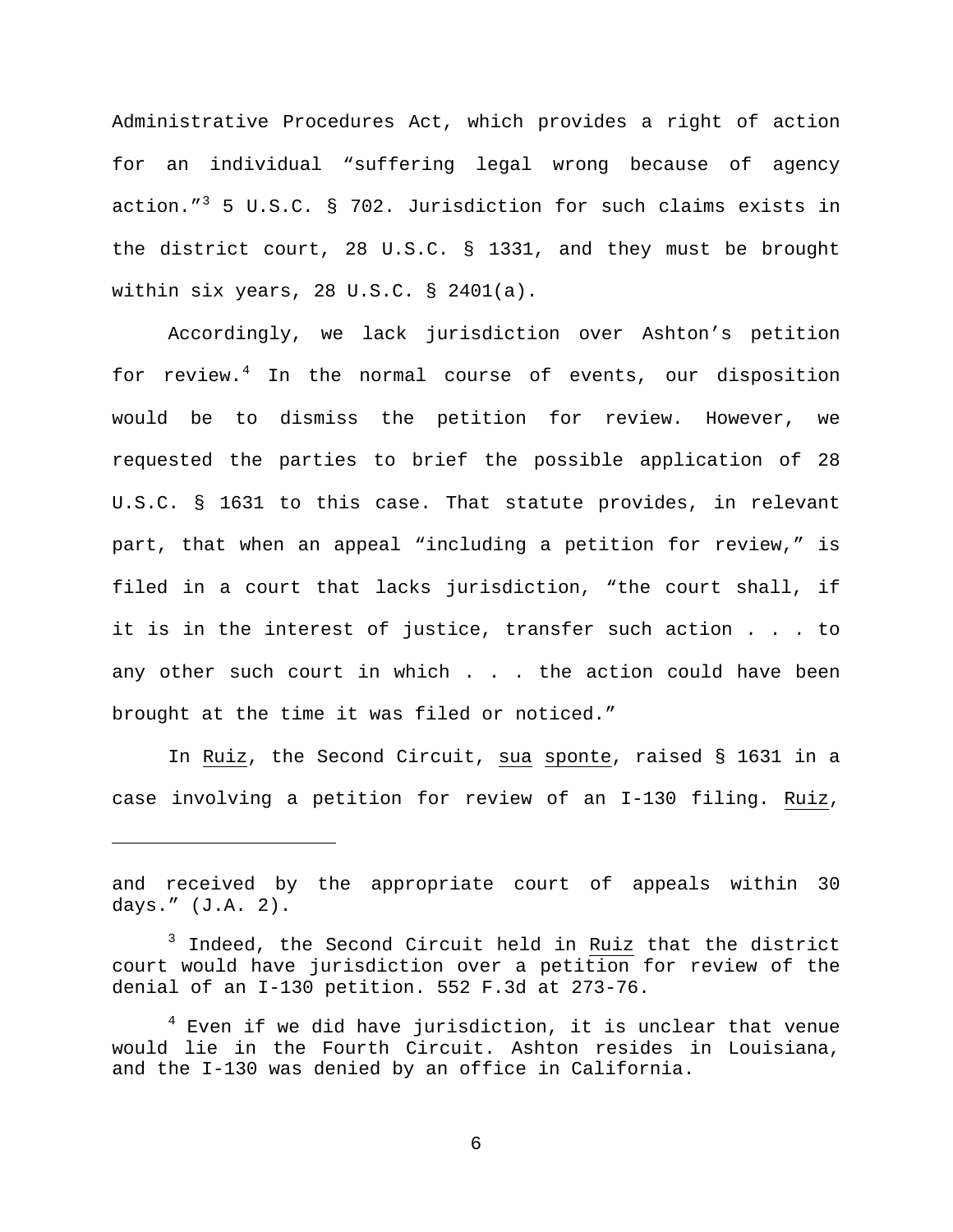Administrative Procedures Act, which provides a right of action for an individual "suffering legal wrong because of agency action."[3] 5 U.S.C. § 702. Jurisdiction for such claims exists in the district court, 28 U.S.C. § 1331, and they must be brought within six years, 28 U.S.C. § 2401(a).

Accordingly, we lack jurisdiction over Ashton's petition for review.[4] In the normal course of events, our disposition would be to dismiss the petition for review. However, we requested the parties to brief the possible application of 28 U.S.C. § 1631 to this case. That statute provides, in relevant part, that when an appeal "including a petition for review," is filed in a court that lacks jurisdiction, "the court shall, if it is in the interest of justice, transfer such action . . . to any other such court in which . . . the action could have been brought at the time it was filed or noticed."

In Ruiz, the Second Circuit, sua sponte, raised § 1631 in a case involving a petition for review of an I-130 filing. Ruiz,

---

and received by the appropriate court of appeals within 30 days." (J.A. 2).

[3] Indeed, the Second Circuit held in Ruiz that the district court would have jurisdiction over a petition for review of the denial of an I-130 petition. 552 F.3d at 273-76.

[4] Even if we did have jurisdiction, it is unclear that venue would lie in the Fourth Circuit. Ashton resides in Louisiana, and the I-130 was denied by an office in California.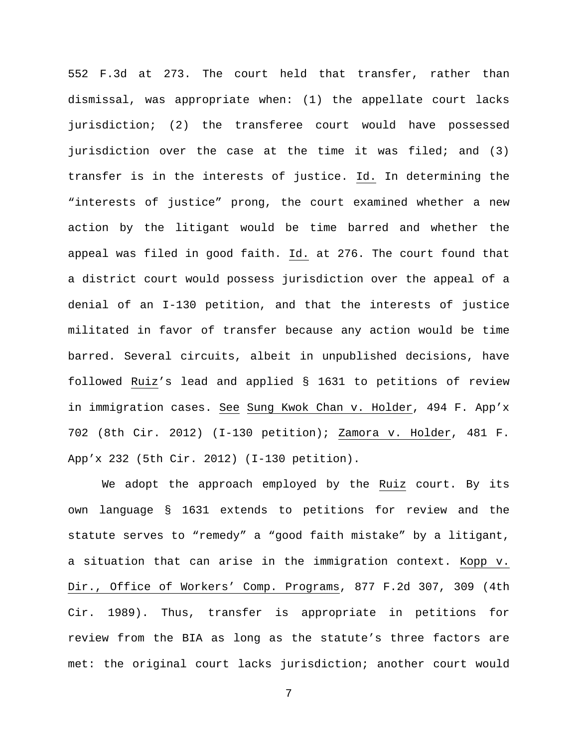552 F.3d at 273. The court held that transfer, rather than dismissal, was appropriate when: (1) the appellate court lacks jurisdiction; (2) the transferee court would have possessed jurisdiction over the case at the time it was filed; and (3) transfer is in the interests of justice. Id. In determining the "interests of justice" prong, the court examined whether a new action by the litigant would be time barred and whether the appeal was filed in good faith. Id. at 276. The court found that a district court would possess jurisdiction over the appeal of a denial of an I-130 petition, and that the interests of justice militated in favor of transfer because any action would be time barred. Several circuits, albeit in unpublished decisions, have followed Ruiz's lead and applied § 1631 to petitions of review in immigration cases. See Sung Kwok Chan v. Holder, 494 F. App'x 702 (8th Cir. 2012) (I-130 petition); Zamora v. Holder, 481 F. App'x 232 (5th Cir. 2012) (I-130 petition).

We adopt the approach employed by the Ruiz court. By its own language § 1631 extends to petitions for review and the statute serves to "remedy" a "good faith mistake" by a litigant, a situation that can arise in the immigration context. Kopp v. Dir., Office of Workers' Comp. Programs, 877 F.2d 307, 309 (4th Cir. 1989). Thus, transfer is appropriate in petitions for review from the BIA as long as the statute's three factors are met: the original court lacks jurisdiction; another court would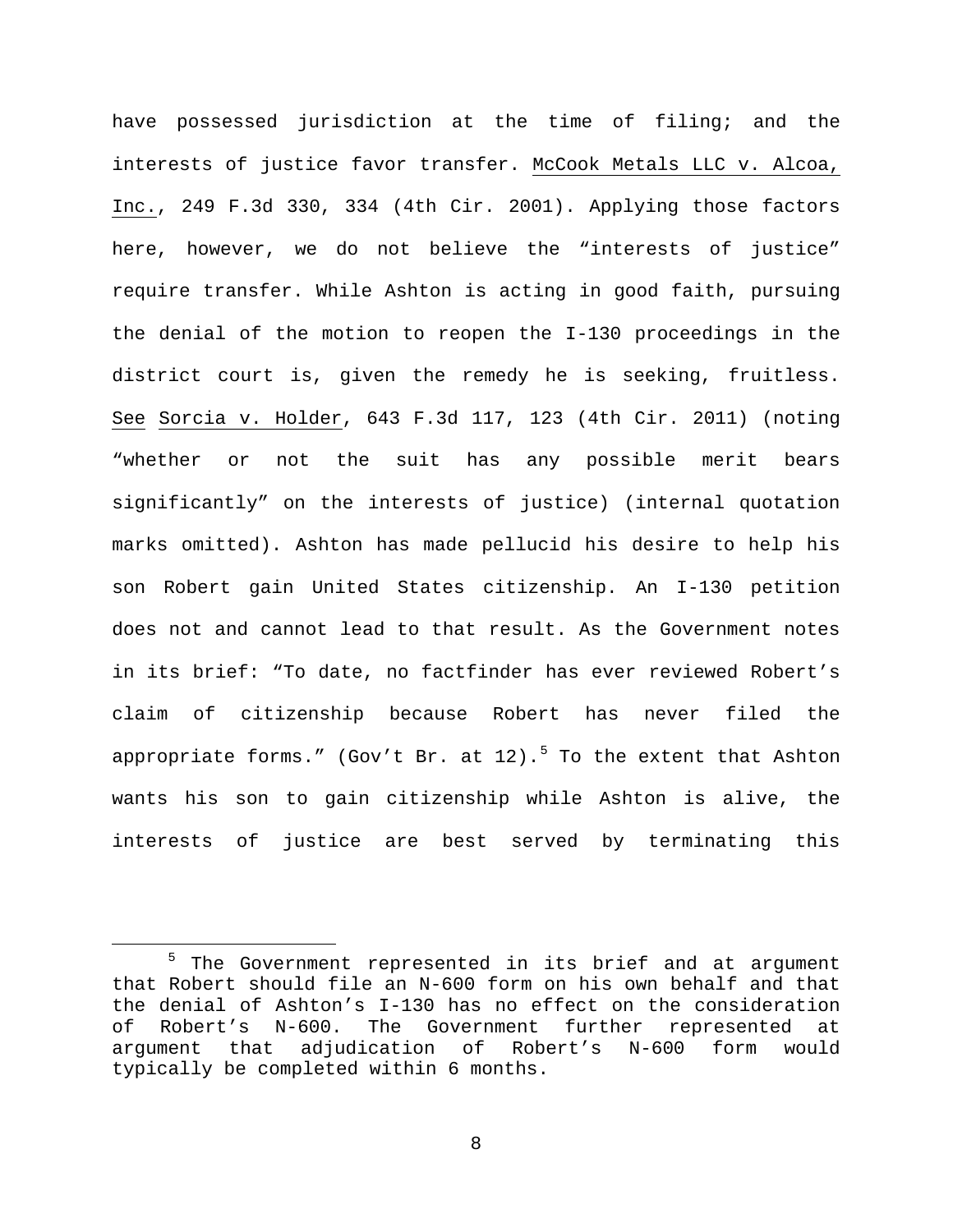have possessed jurisdiction at the time of filing; and the interests of justice favor transfer. McCook Metals LLC v. Alcoa, Inc., 249 F.3d 330, 334 (4th Cir. 2001). Applying those factors here, however, we do not believe the "interests of justice" require transfer. While Ashton is acting in good faith, pursuing the denial of the motion to reopen the I-130 proceedings in the district court is, given the remedy he is seeking, fruitless. See Sorcia v. Holder, 643 F.3d 117, 123 (4th Cir. 2011) (noting "whether or not the suit has any possible merit bears significantly" on the interests of justice) (internal quotation marks omitted). Ashton has made pellucid his desire to help his son Robert gain United States citizenship. An I-130 petition does not and cannot lead to that result. As the Government notes in its brief: "To date, no factfinder has ever reviewed Robert's claim of citizenship because Robert has never filed the appropriate forms." (Gov't Br. at 12).[5] To the extent that Ashton wants his son to gain citizenship while Ashton is alive, the interests of justice are best served by terminating this

[5] The Government represented in its brief and at argument that Robert should file an N-600 form on his own behalf and that the denial of Ashton's I-130 has no effect on the consideration of Robert's N-600. The Government further represented at argument that adjudication of Robert's N-600 form would typically be completed within 6 months.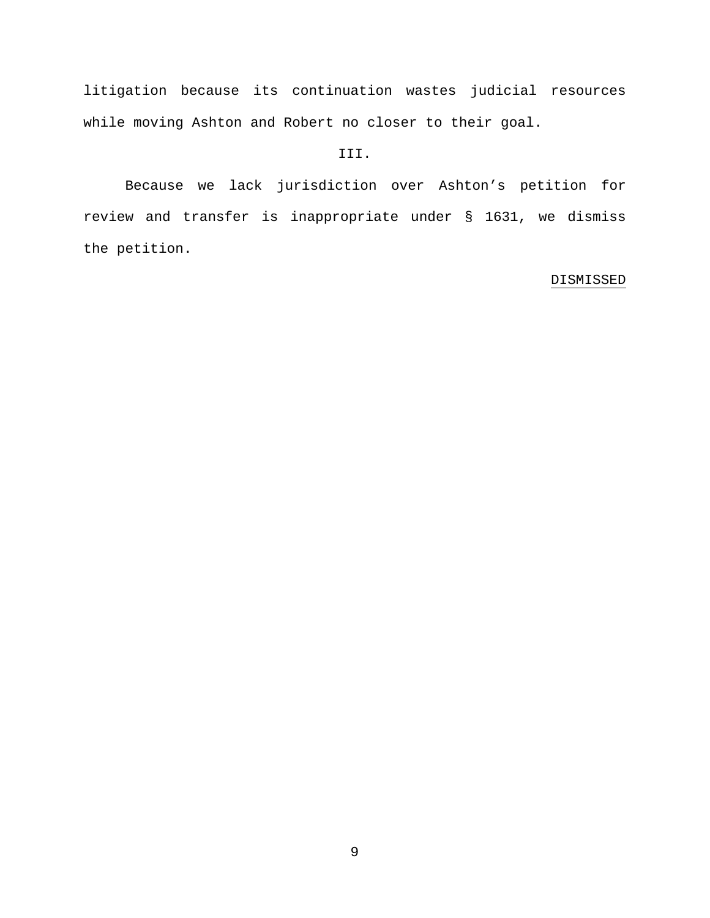litigation because its continuation wastes judicial resources while moving Ashton and Robert no closer to their goal.

III.

Because we lack jurisdiction over Ashton's petition for review and transfer is inappropriate under § 1631, we dismiss the petition.

DISMISSED